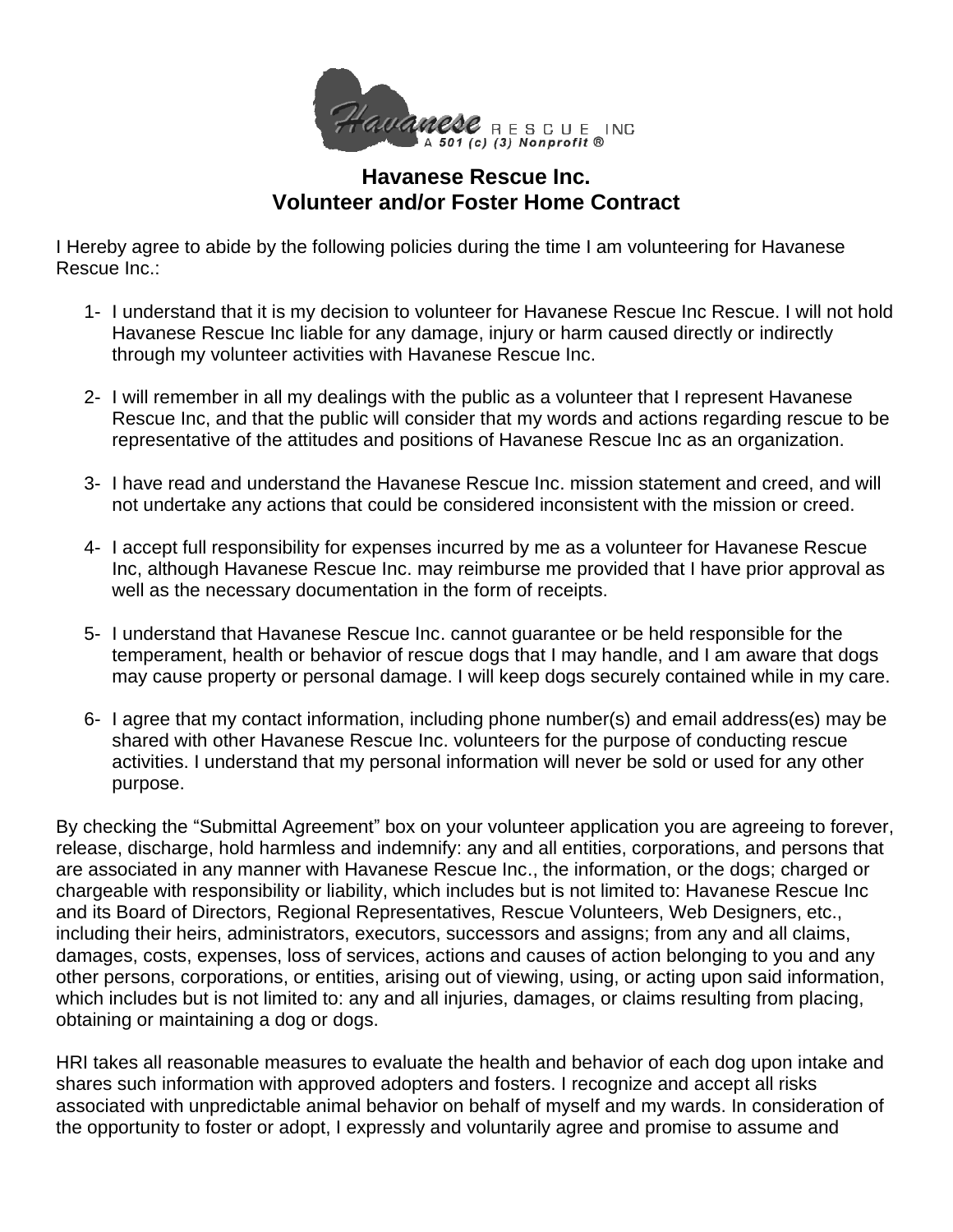# Havanese Rescue Inc.
## Volunteer and/or Foster Home Contract

I Hereby agree to abide by the following policies during the time I am volunteering for Havanese Rescue Inc.:

1- I understand that it is my decision to volunteer for Havanese Rescue Inc Rescue. I will not hold Havanese Rescue Inc liable for any damage, injury or harm caused directly or indirectly through my volunteer activities with Havanese Rescue Inc.

2- I will remember in all my dealings with the public as a volunteer that I represent Havanese Rescue Inc, and that the public will consider that my words and actions regarding rescue to be representative of the attitudes and positions of Havanese Rescue Inc as an organization.

3- I have read and understand the Havanese Rescue Inc. mission statement and creed, and will not undertake any actions that could be considered inconsistent with the mission or creed.

4- I accept full responsibility for expenses incurred by me as a volunteer for Havanese Rescue Inc, although Havanese Rescue Inc. may reimburse me provided that I have prior approval as well as the necessary documentation in the form of receipts.

5- I understand that Havanese Rescue Inc. cannot guarantee or be held responsible for the temperament, health or behavior of rescue dogs that I may handle, and I am aware that dogs may cause property or personal damage. I will keep dogs securely contained while in my care.

6- I agree that my contact information, including phone number(s) and email address(es) may be shared with other Havanese Rescue Inc. volunteers for the purpose of conducting rescue activities. I understand that my personal information will never be sold or used for any other purpose.

By checking the "Submittal Agreement" box on your volunteer application you are agreeing to forever, release, discharge, hold harmless and indemnify: any and all entities, corporations, and persons that are associated in any manner with Havanese Rescue Inc., the information, or the dogs; charged or chargeable with responsibility or liability, which includes but is not limited to: Havanese Rescue Inc and its Board of Directors, Regional Representatives, Rescue Volunteers, Web Designers, etc., including their heirs, administrators, executors, successors and assigns; from any and all claims, damages, costs, expenses, loss of services, actions and causes of action belonging to you and any other persons, corporations, or entities, arising out of viewing, using, or acting upon said information, which includes but is not limited to: any and all injuries, damages, or claims resulting from placing, obtaining or maintaining a dog or dogs.

HRI takes all reasonable measures to evaluate the health and behavior of each dog upon intake and shares such information with approved adopters and fosters. I recognize and accept all risks associated with unpredictable animal behavior on behalf of myself and my wards. In consideration of the opportunity to foster or adopt, I expressly and voluntarily agree and promise to assume and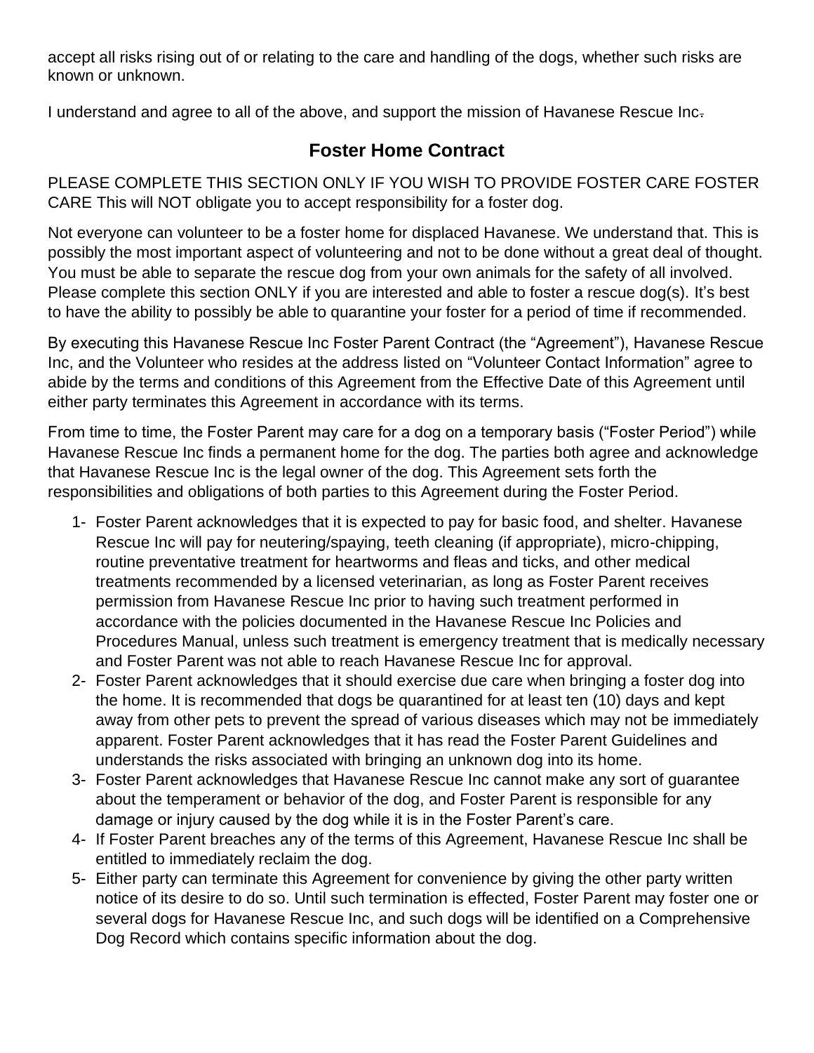accept all risks rising out of or relating to the care and handling of the dogs, whether such risks are known or unknown.

I understand and agree to all of the above, and support the mission of Havanese Rescue Inc.

## Foster Home Contract

PLEASE COMPLETE THIS SECTION ONLY IF YOU WISH TO PROVIDE FOSTER CARE FOSTER CARE This will NOT obligate you to accept responsibility for a foster dog.

Not everyone can volunteer to be a foster home for displaced Havanese. We understand that. This is possibly the most important aspect of volunteering and not to be done without a great deal of thought. You must be able to separate the rescue dog from your own animals for the safety of all involved. Please complete this section ONLY if you are interested and able to foster a rescue dog(s). It's best to have the ability to possibly be able to quarantine your foster for a period of time if recommended.

By executing this Havanese Rescue Inc Foster Parent Contract (the "Agreement"), Havanese Rescue Inc, and the Volunteer who resides at the address listed on "Volunteer Contact Information" agree to abide by the terms and conditions of this Agreement from the Effective Date of this Agreement until either party terminates this Agreement in accordance with its terms.

From time to time, the Foster Parent may care for a dog on a temporary basis ("Foster Period") while Havanese Rescue Inc finds a permanent home for the dog. The parties both agree and acknowledge that Havanese Rescue Inc is the legal owner of the dog. This Agreement sets forth the responsibilities and obligations of both parties to this Agreement during the Foster Period.

1- Foster Parent acknowledges that it is expected to pay for basic food, and shelter. Havanese Rescue Inc will pay for neutering/spaying, teeth cleaning (if appropriate), micro-chipping, routine preventative treatment for heartworms and fleas and ticks, and other medical treatments recommended by a licensed veterinarian, as long as Foster Parent receives permission from Havanese Rescue Inc prior to having such treatment performed in accordance with the policies documented in the Havanese Rescue Inc Policies and Procedures Manual, unless such treatment is emergency treatment that is medically necessary and Foster Parent was not able to reach Havanese Rescue Inc for approval.
2- Foster Parent acknowledges that it should exercise due care when bringing a foster dog into the home. It is recommended that dogs be quarantined for at least ten (10) days and kept away from other pets to prevent the spread of various diseases which may not be immediately apparent. Foster Parent acknowledges that it has read the Foster Parent Guidelines and understands the risks associated with bringing an unknown dog into its home.
3- Foster Parent acknowledges that Havanese Rescue Inc cannot make any sort of guarantee about the temperament or behavior of the dog, and Foster Parent is responsible for any damage or injury caused by the dog while it is in the Foster Parent's care.
4- If Foster Parent breaches any of the terms of this Agreement, Havanese Rescue Inc shall be entitled to immediately reclaim the dog.
5- Either party can terminate this Agreement for convenience by giving the other party written notice of its desire to do so. Until such termination is effected, Foster Parent may foster one or several dogs for Havanese Rescue Inc, and such dogs will be identified on a Comprehensive Dog Record which contains specific information about the dog.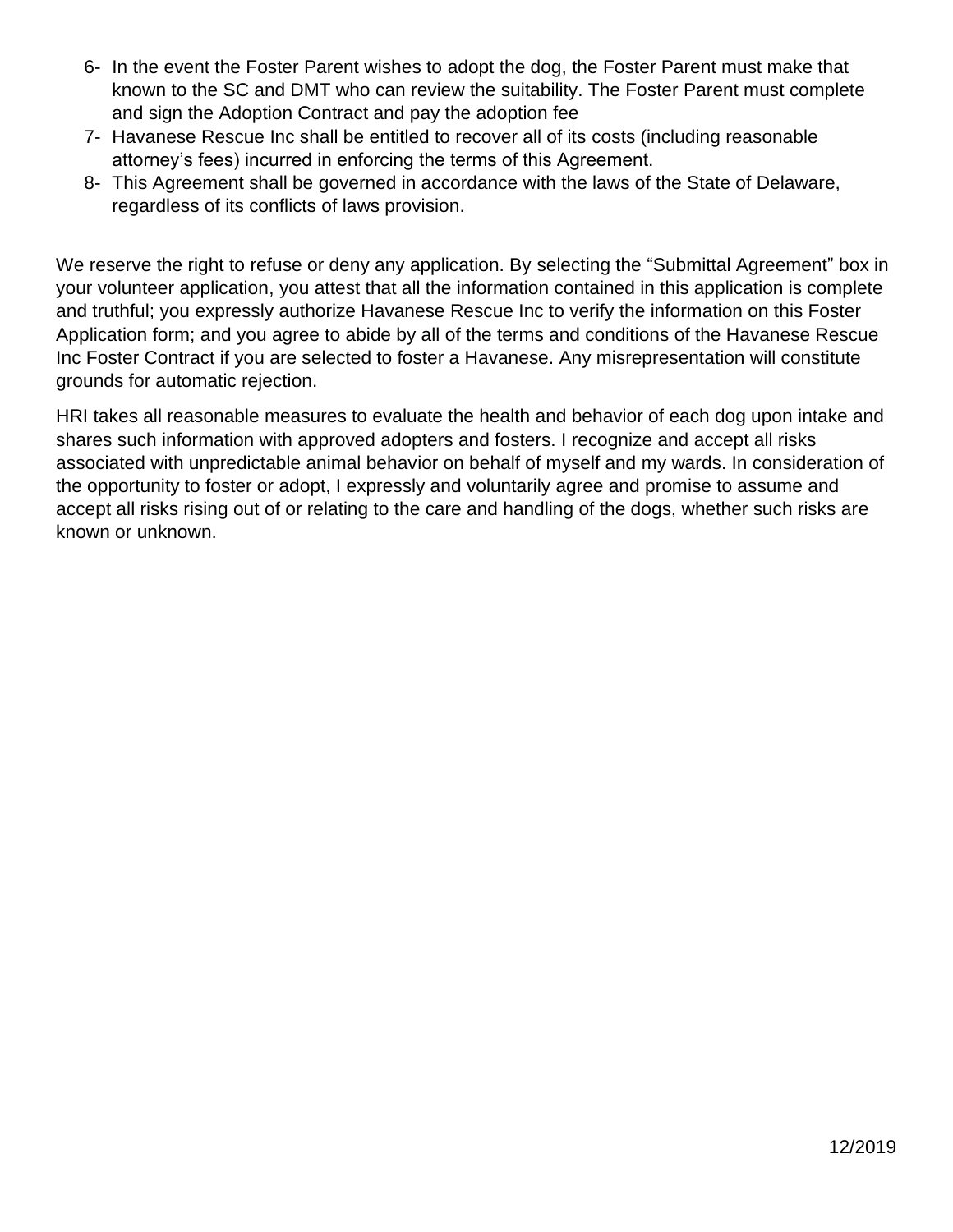6- In the event the Foster Parent wishes to adopt the dog, the Foster Parent must make that known to the SC and DMT who can review the suitability. The Foster Parent must complete and sign the Adoption Contract and pay the adoption fee
7- Havanese Rescue Inc shall be entitled to recover all of its costs (including reasonable attorney's fees) incurred in enforcing the terms of this Agreement.
8- This Agreement shall be governed in accordance with the laws of the State of Delaware, regardless of its conflicts of laws provision.

We reserve the right to refuse or deny any application. By selecting the "Submittal Agreement" box in your volunteer application, you attest that all the information contained in this application is complete and truthful; you expressly authorize Havanese Rescue Inc to verify the information on this Foster Application form; and you agree to abide by all of the terms and conditions of the Havanese Rescue Inc Foster Contract if you are selected to foster a Havanese. Any misrepresentation will constitute grounds for automatic rejection.

HRI takes all reasonable measures to evaluate the health and behavior of each dog upon intake and shares such information with approved adopters and fosters. I recognize and accept all risks associated with unpredictable animal behavior on behalf of myself and my wards. In consideration of the opportunity to foster or adopt, I expressly and voluntarily agree and promise to assume and accept all risks rising out of or relating to the care and handling of the dogs, whether such risks are known or unknown.

12/2019